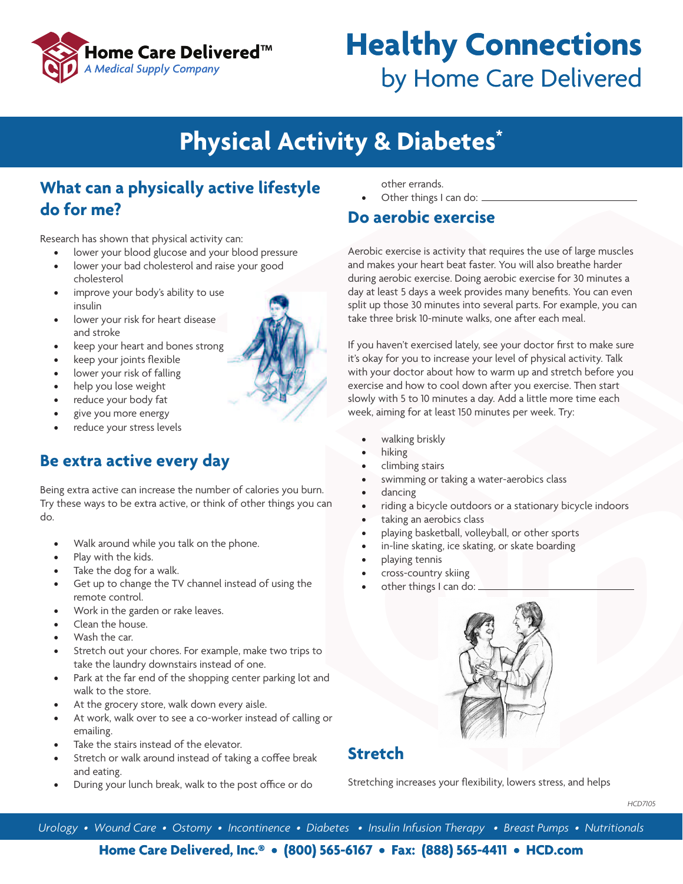Home Care Delivered™
*A Medical Supply Company*

# Healthy Connections
by Home Care Delivered

## Physical Activity & Diabetes*

### What can a physically active lifestyle do for me?

Research has shown that physical activity can:

- lower your blood glucose and your blood pressure
- lower your bad cholesterol and raise your good cholesterol
- improve your body's ability to use insulin
- lower your risk for heart disease and stroke
- keep your heart and bones strong
- keep your joints flexible
- lower your risk of falling
- help you lose weight
- reduce your body fat
- give you more energy
- reduce your stress levels

### Be extra active every day

Being extra active can increase the number of calories you burn. Try these ways to be extra active, or think of other things you can do.

- Walk around while you talk on the phone.
- Play with the kids.
- Take the dog for a walk.
- Get up to change the TV channel instead of using the remote control.
- Work in the garden or rake leaves.
- Clean the house.
- Wash the car.
- Stretch out your chores. For example, make two trips to take the laundry downstairs instead of one.
- Park at the far end of the shopping center parking lot and walk to the store.
- At the grocery store, walk down every aisle.
- At work, walk over to see a co-worker instead of calling or emailing.
- Take the stairs instead of the elevator.
- Stretch or walk around instead of taking a coffee break and eating.
- During your lunch break, walk to the post office or do other errands.
- Other things I can do: ______________________

### Do aerobic exercise

Aerobic exercise is activity that requires the use of large muscles and makes your heart beat faster. You will also breathe harder during aerobic exercise. Doing aerobic exercise for 30 minutes a day at least 5 days a week provides many benefits. You can even split up those 30 minutes into several parts. For example, you can take three brisk 10-minute walks, one after each meal.

If you haven't exercised lately, see your doctor first to make sure it's okay for you to increase your level of physical activity. Talk with your doctor about how to warm up and stretch before you exercise and how to cool down after you exercise. Then start slowly with 5 to 10 minutes a day. Add a little more time each week, aiming for at least 150 minutes per week. Try:

- walking briskly
- hiking
- climbing stairs
- swimming or taking a water-aerobics class
- dancing
- riding a bicycle outdoors or a stationary bicycle indoors
- taking an aerobics class
- playing basketball, volleyball, or other sports
- in-line skating, ice skating, or skate boarding
- playing tennis
- cross-country skiing
- other things I can do: ______________________

### Stretch

Stretching increases your flexibility, lowers stress, and helps

HCD7105

*Urology • Wound Care • Ostomy • Incontinence • Diabetes • Insulin Infusion Therapy • Breast Pumps • Nutritionals*

**Home Care Delivered, Inc.® • (800) 565-6167 • Fax: (888) 565-4411 • HCD.com**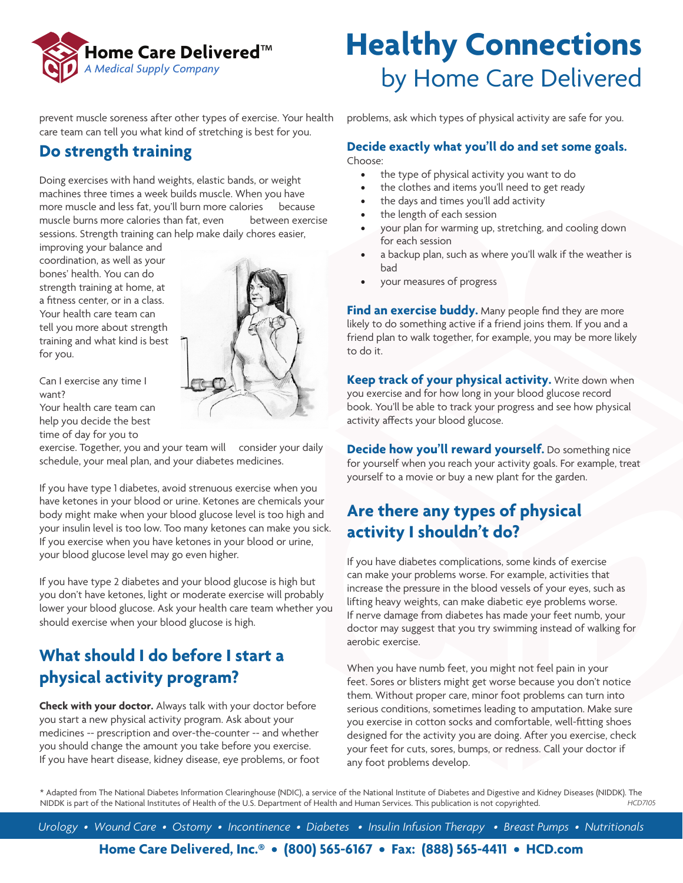prevent muscle soreness after other types of exercise. Your health care team can tell you what kind of stretching is best for you.

## Do strength training

Doing exercises with hand weights, elastic bands, or weight machines three times a week builds muscle. When you have more muscle and less fat, you'll burn more calories because muscle burns more calories than fat, even between exercise sessions. Strength training can help make daily chores easier, improving your balance and coordination, as well as your bones' health. You can do strength training at home, at a fitness center, or in a class. Your health care team can tell you more about strength training and what kind is best for you.

Can I exercise any time I want?
Your health care team can help you decide the best time of day for you to exercise. Together, you and your team will consider your daily schedule, your meal plan, and your diabetes medicines.

If you have type 1 diabetes, avoid strenuous exercise when you have ketones in your blood or urine. Ketones are chemicals your body might make when your blood glucose level is too high and your insulin level is too low. Too many ketones can make you sick. If you exercise when you have ketones in your blood or urine, your blood glucose level may go even higher.

If you have type 2 diabetes and your blood glucose is high but you don't have ketones, light or moderate exercise will probably lower your blood glucose. Ask your health care team whether you should exercise when your blood glucose is high.

## What should I do before I start a physical activity program?

**Check with your doctor.** Always talk with your doctor before you start a new physical activity program. Ask about your medicines -- prescription and over-the-counter -- and whether you should change the amount you take before you exercise. If you have heart disease, kidney disease, eye problems, or foot problems, ask which types of physical activity are safe for you.

**Decide exactly what you'll do and set some goals.**
Choose:

- the type of physical activity you want to do
- the clothes and items you'll need to get ready
- the days and times you'll add activity
- the length of each session
- your plan for warming up, stretching, and cooling down for each session
- a backup plan, such as where you'll walk if the weather is bad
- your measures of progress

**Find an exercise buddy.** Many people find they are more likely to do something active if a friend joins them. If you and a friend plan to walk together, for example, you may be more likely to do it.

**Keep track of your physical activity.** Write down when you exercise and for how long in your blood glucose record book. You'll be able to track your progress and see how physical activity affects your blood glucose.

**Decide how you'll reward yourself.** Do something nice for yourself when you reach your activity goals. For example, treat yourself to a movie or buy a new plant for the garden.

## Are there any types of physical activity I shouldn't do?

If you have diabetes complications, some kinds of exercise can make your problems worse. For example, activities that increase the pressure in the blood vessels of your eyes, such as lifting heavy weights, can make diabetic eye problems worse. If nerve damage from diabetes has made your feet numb, your doctor may suggest that you try swimming instead of walking for aerobic exercise.

When you have numb feet, you might not feel pain in your feet. Sores or blisters might get worse because you don't notice them. Without proper care, minor foot problems can turn into serious conditions, sometimes leading to amputation. Make sure you exercise in cotton socks and comfortable, well-fitting shoes designed for the activity you are doing. After you exercise, check your feet for cuts, sores, bumps, or redness. Call your doctor if any foot problems develop.

* Adapted from The National Diabetes Information Clearinghouse (NDIC), a service of the National Institute of Diabetes and Digestive and Kidney Diseases (NIDDK). The NIDDK is part of the National Institutes of Health of the U.S. Department of Health and Human Services. This publication is not copyrighted. HCD7105